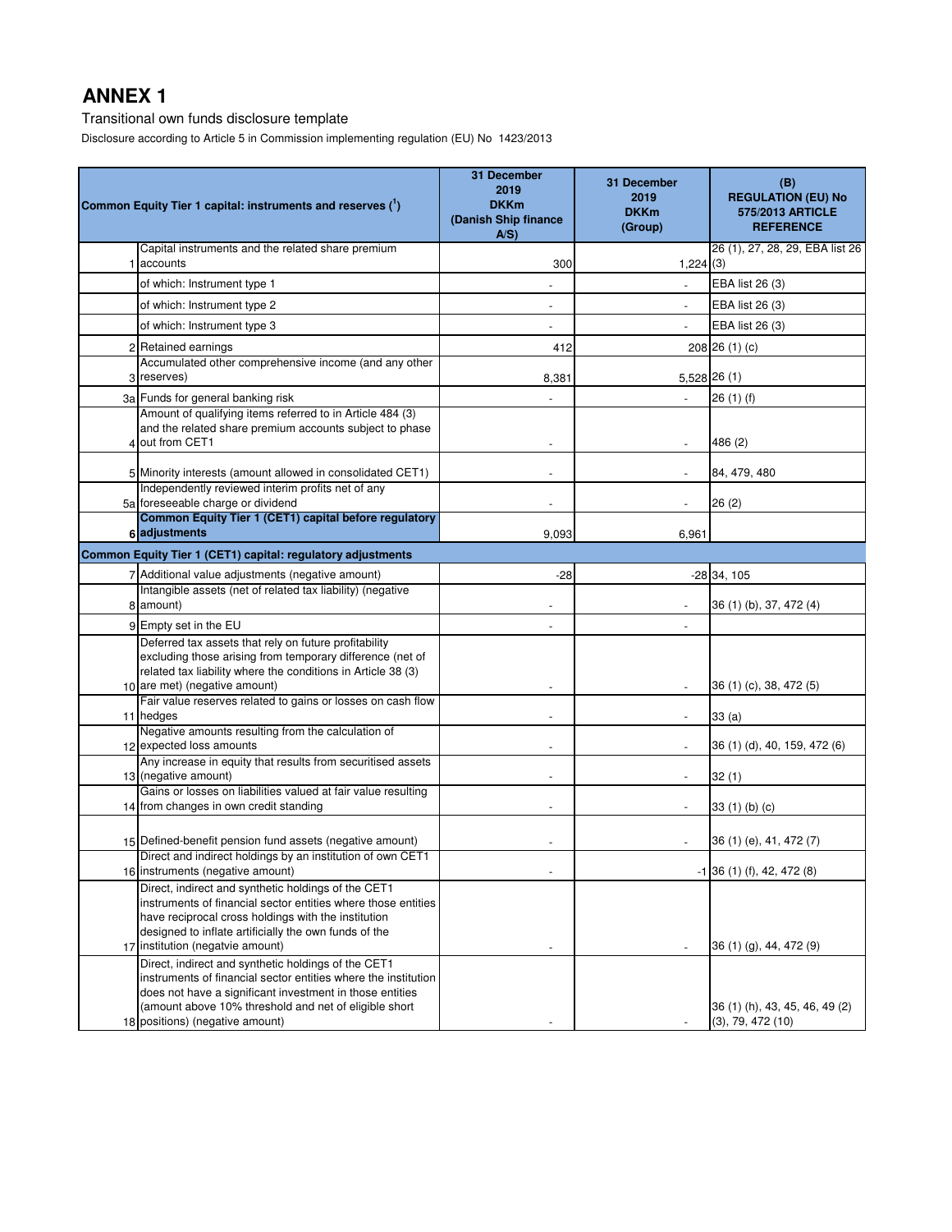# ANNEX 1

Transitional own funds disclosure template

Disclosure according to Article 5 in Commission implementing regulation (EU) No 1423/2013

| | Common Equity Tier 1 capital: instruments and reserves ([1]) | 31 December 2019 DKKm (Danish Ship finance A/S) | 31 December 2019 DKKm (Group) | (B) REGULATION (EU) No 575/2013 ARTICLE REFERENCE |
|---|---|---|---|---|
| 1 | Capital instruments and the related share premium accounts | 300 | 1,224 | 26 (1), 27, 28, 29, EBA list 26 (3) |
| | of which: Instrument type 1 | - | - | EBA list 26 (3) |
| | of which: Instrument type 2 | - | - | EBA list 26 (3) |
| | of which: Instrument type 3 | - | - | EBA list 26 (3) |
| 2 | Retained earnings | 412 | 208 | 26 (1) (c) |
| 3 | Accumulated other comprehensive income (and any other reserves) | 8,381 | 5,528 | 26 (1) |
| 3a | Funds for general banking risk | - | - | 26 (1) (f) |
| 4 | Amount of qualifying items referred to in Article 484 (3) and the related share premium accounts subject to phase out from CET1 | - | - | 486 (2) |
| 5 | Minority interests (amount allowed in consolidated CET1) | - | - | 84, 479, 480 |
| 5a | Independently reviewed interim profits net of any foreseeable charge or dividend | - | - | 26 (2) |
| 6 | **Common Equity Tier 1 (CET1) capital before regulatory adjustments** | 9,093 | 6,961 | |
| | **Common Equity Tier 1 (CET1) capital: regulatory adjustments** | | | |
| 7 | Additional value adjustments (negative amount) | -28 | -28 | 34, 105 |
| 8 | Intangible assets (net of related tax liability) (negative amount) | - | - | 36 (1) (b), 37, 472 (4) |
| 9 | Empty set in the EU | - | - | |
| 10 | Deferred tax assets that rely on future profitability excluding those arising from temporary difference (net of related tax liability where the conditions in Article 38 (3) are met) (negative amount) | - | - | 36 (1) (c), 38, 472 (5) |
| 11 | Fair value reserves related to gains or losses on cash flow hedges | - | - | 33 (a) |
| 12 | Negative amounts resulting from the calculation of expected loss amounts | - | - | 36 (1) (d), 40, 159, 472 (6) |
| 13 | Any increase in equity that results from securitised assets (negative amount) | - | - | 32 (1) |
| 14 | Gains or losses on liabilities valued at fair value resulting from changes in own credit standing | - | - | 33 (1) (b) (c) |
| 15 | Defined-benefit pension fund assets (negative amount) | - | - | 36 (1) (e), 41, 472 (7) |
| 16 | Direct and indirect holdings by an institution of own CET1 instruments (negative amount) | - | -1 | 36 (1) (f), 42, 472 (8) |
| 17 | Direct, indirect and synthetic holdings of the CET1 instruments of financial sector entities where those entities have reciprocal cross holdings with the institution designed to inflate artificially the own funds of the institution (negatvie amount) | - | - | 36 (1) (g), 44, 472 (9) |
| 18 | Direct, indirect and synthetic holdings of the CET1 instruments of financial sector entities where the institution does not have a significant investment in those entities (amount above 10% threshold and net of eligible short positions) (negative amount) | - | - | 36 (1) (h), 43, 45, 46, 49 (2) (3), 79, 472 (10) |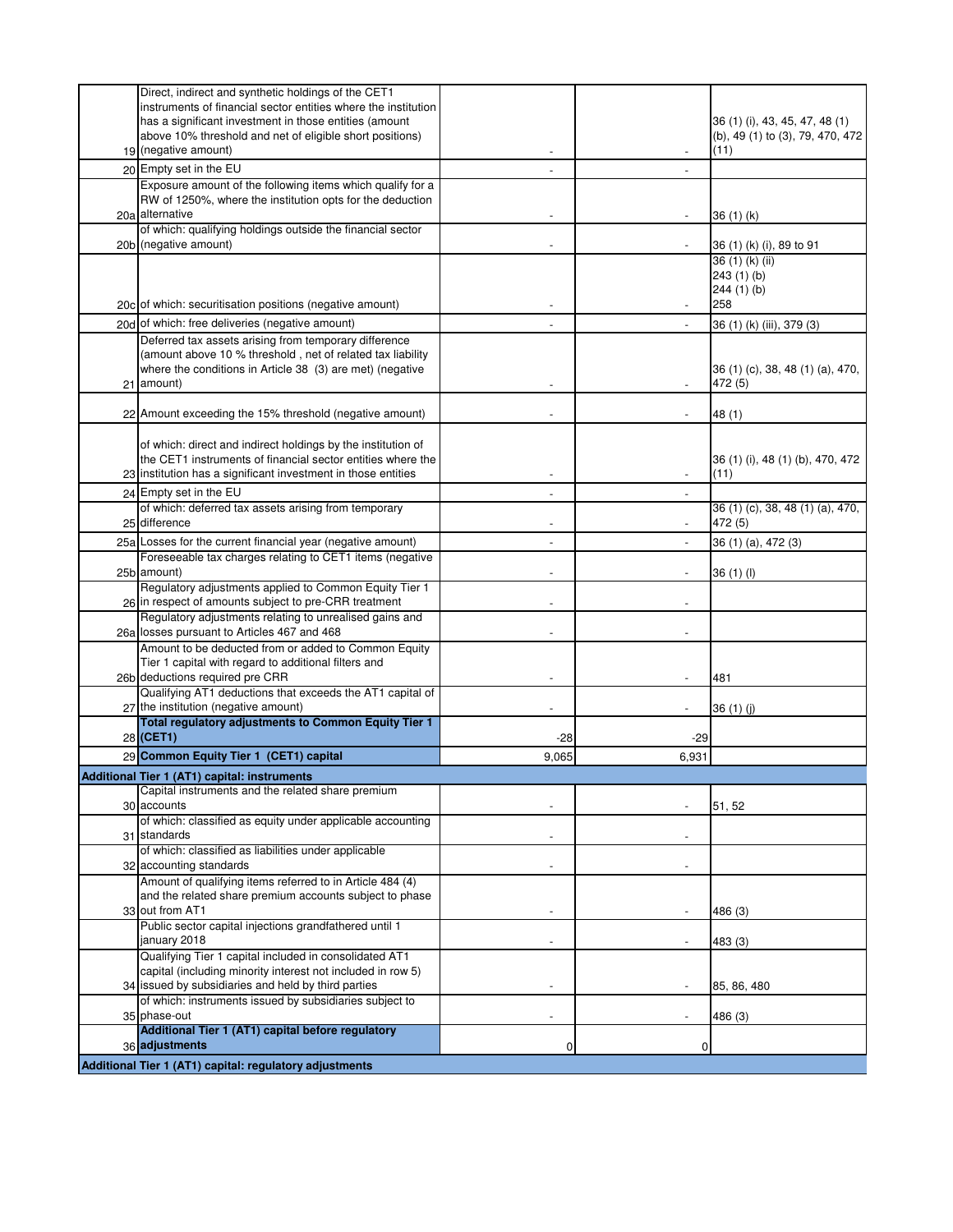| | | | | |
|---|---|---|---|---|
| 19 | Direct, indirect and synthetic holdings of the CET1 instruments of financial sector entities where the institution has a significant investment in those entities (amount above 10% threshold and net of eligible short positions) (negative amount) | - | - | 36 (1) (i), 43, 45, 47, 48 (1) (b), 49 (1) to (3), 79, 470, 472 (11) |
| 20 | Empty set in the EU | - | - | |
| 20a | Exposure amount of the following items which qualify for a RW of 1250%, where the institution opts for the deduction alternative | - | - | 36 (1) (k) |
| 20b | of which: qualifying holdings outside the financial sector (negative amount) | - | - | 36 (1) (k) (i), 89 to 91 |
| 20c | of which: securitisation positions (negative amount) | - | - | 36 (1) (k) (ii) 243 (1) (b) 244 (1) (b) 258 |
| 20d | of which: free deliveries (negative amount) | - | - | 36 (1) (k) (iii), 379 (3) |
| 21 | Deferred tax assets arising from temporary difference (amount above 10 % threshold , net of related tax liability where the conditions in Article 38 (3) are met) (negative amount) | - | - | 36 (1) (c), 38, 48 (1) (a), 470, 472 (5) |
| 22 | Amount exceeding the 15% threshold (negative amount) | - | - | 48 (1) |
| 23 | of which: direct and indirect holdings by the institution of the CET1 instruments of financial sector entities where the institution has a significant investment in those entities | - | - | 36 (1) (i), 48 (1) (b), 470, 472 (11) |
| 24 | Empty set in the EU | - | - | |
| 25 | of which: deferred tax assets arising from temporary difference | - | - | 36 (1) (c), 38, 48 (1) (a), 470, 472 (5) |
| 25a | Losses for the current financial year (negative amount) | - | - | 36 (1) (a), 472 (3) |
| 25b | Foreseeable tax charges relating to CET1 items (negative amount) | - | - | 36 (1) (l) |
| 26 | Regulatory adjustments applied to Common Equity Tier 1 in respect of amounts subject to pre-CRR treatment | - | - | |
| 26a | Regulatory adjustments relating to unrealised gains and losses pursuant to Articles 467 and 468 | - | - | |
| 26b | Amount to be deducted from or added to Common Equity Tier 1 capital with regard to additional filters and deductions required pre CRR | - | - | 481 |
| 27 | Qualifying AT1 deductions that exceeds the AT1 capital of the institution (negative amount) | - | - | 36 (1) (j) |
| 28 | **Total regulatory adjustments to Common Equity Tier 1 (CET1)** | -28 | -29 | |
| 29 | **Common Equity Tier 1 (CET1) capital** | 9,065 | 6,931 | |
| **Additional Tier 1 (AT1) capital: instruments** | | | | |
| 30 | Capital instruments and the related share premium accounts | - | - | 51, 52 |
| 31 | of which: classified as equity under applicable accounting standards | - | - | |
| 32 | of which: classified as liabilities under applicable accounting standards | - | - | |
| 33 | Amount of qualifying items referred to in Article 484 (4) and the related share premium accounts subject to phase out from AT1 | - | - | 486 (3) |
| | Public sector capital injections grandfathered until 1 january 2018 | - | - | 483 (3) |
| 34 | Qualifying Tier 1 capital included in consolidated AT1 capital (including minority interest not included in row 5) issued by subsidiaries and held by third parties | - | - | 85, 86, 480 |
| 35 | of which: instruments issued by subsidiaries subject to phase-out | - | - | 486 (3) |
| 36 | **Additional Tier 1 (AT1) capital before regulatory adjustments** | 0 | 0 | |
| **Additional Tier 1 (AT1) capital: regulatory adjustments** | | | | |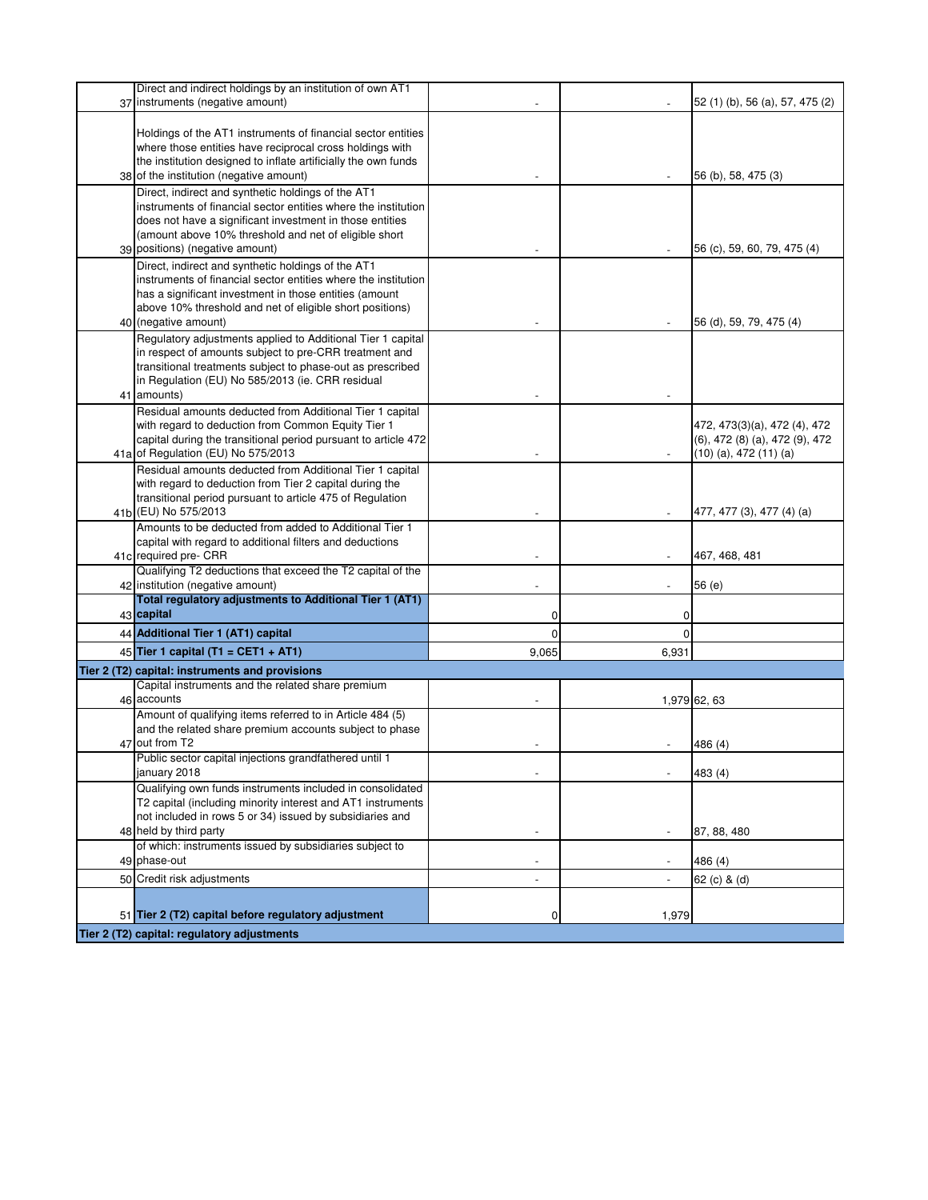| | | | | |
|---|---|---|---|---|
| 37 | Direct and indirect holdings by an institution of own AT1 instruments (negative amount) | - | - | 52 (1) (b), 56 (a), 57, 475 (2) |
| 38 | Holdings of the AT1 instruments of financial sector entities where those entities have reciprocal cross holdings with the institution designed to inflate artificially the own funds of the institution (negative amount) | - | - | 56 (b), 58, 475 (3) |
| 39 | Direct, indirect and synthetic holdings of the AT1 instruments of financial sector entities where the institution does not have a significant investment in those entities (amount above 10% threshold and net of eligible short positions) (negative amount) | - | - | 56 (c), 59, 60, 79, 475 (4) |
| 40 | Direct, indirect and synthetic holdings of the AT1 instruments of financial sector entities where the institution has a significant investment in those entities (amount above 10% threshold and net of eligible short positions) (negative amount) | - | - | 56 (d), 59, 79, 475 (4) |
| 41 | Regulatory adjustments applied to Additional Tier 1 capital in respect of amounts subject to pre-CRR treatment and transitional treatments subject to phase-out as prescribed in Regulation (EU) No 585/2013 (ie. CRR residual amounts) | - | - | |
| 41a | Residual amounts deducted from Additional Tier 1 capital with regard to deduction from Common Equity Tier 1 capital during the transitional period pursuant to article 472 of Regulation (EU) No 575/2013 | - | - | 472, 473(3)(a), 472 (4), 472 (6), 472 (8) (a), 472 (9), 472 (10) (a), 472 (11) (a) |
| 41b | Residual amounts deducted from Additional Tier 1 capital with regard to deduction from Tier 2 capital during the transitional period pursuant to article 475 of Regulation (EU) No 575/2013 | - | - | 477, 477 (3), 477 (4) (a) |
| 41c | Amounts to be deducted from added to Additional Tier 1 capital with regard to additional filters and deductions required pre- CRR | - | - | 467, 468, 481 |
| 42 | Qualifying T2 deductions that exceed the T2 capital of the institution (negative amount) | - | - | 56 (e) |
| 43 | **Total regulatory adjustments to Additional Tier 1 (AT1) capital** | 0 | 0 | |
| 44 | **Additional Tier 1 (AT1) capital** | 0 | 0 | |
| 45 | **Tier 1 capital (T1 = CET1 + AT1)** | 9,065 | 6,931 | |
| **Tier 2 (T2) capital: instruments and provisions** | | | | |
| 46 | Capital instruments and the related share premium accounts | - | 1,979 | 62, 63 |
| 47 | Amount of qualifying items referred to in Article 484 (5) and the related share premium accounts subject to phase out from T2 | - | - | 486 (4) |
| | Public sector capital injections grandfathered until 1 january 2018 | - | - | 483 (4) |
| 48 | Qualifying own funds instruments included in consolidated T2 capital (including minority interest and AT1 instruments not included in rows 5 or 34) issued by subsidiaries and held by third party | - | - | 87, 88, 480 |
| 49 | of which: instruments issued by subsidiaries subject to phase-out | - | - | 486 (4) |
| 50 | Credit risk adjustments | - | - | 62 (c) & (d) |
| 51 | **Tier 2 (T2) capital before regulatory adjustment** | 0 | 1,979 | |
| **Tier 2 (T2) capital: regulatory adjustments** | | | | |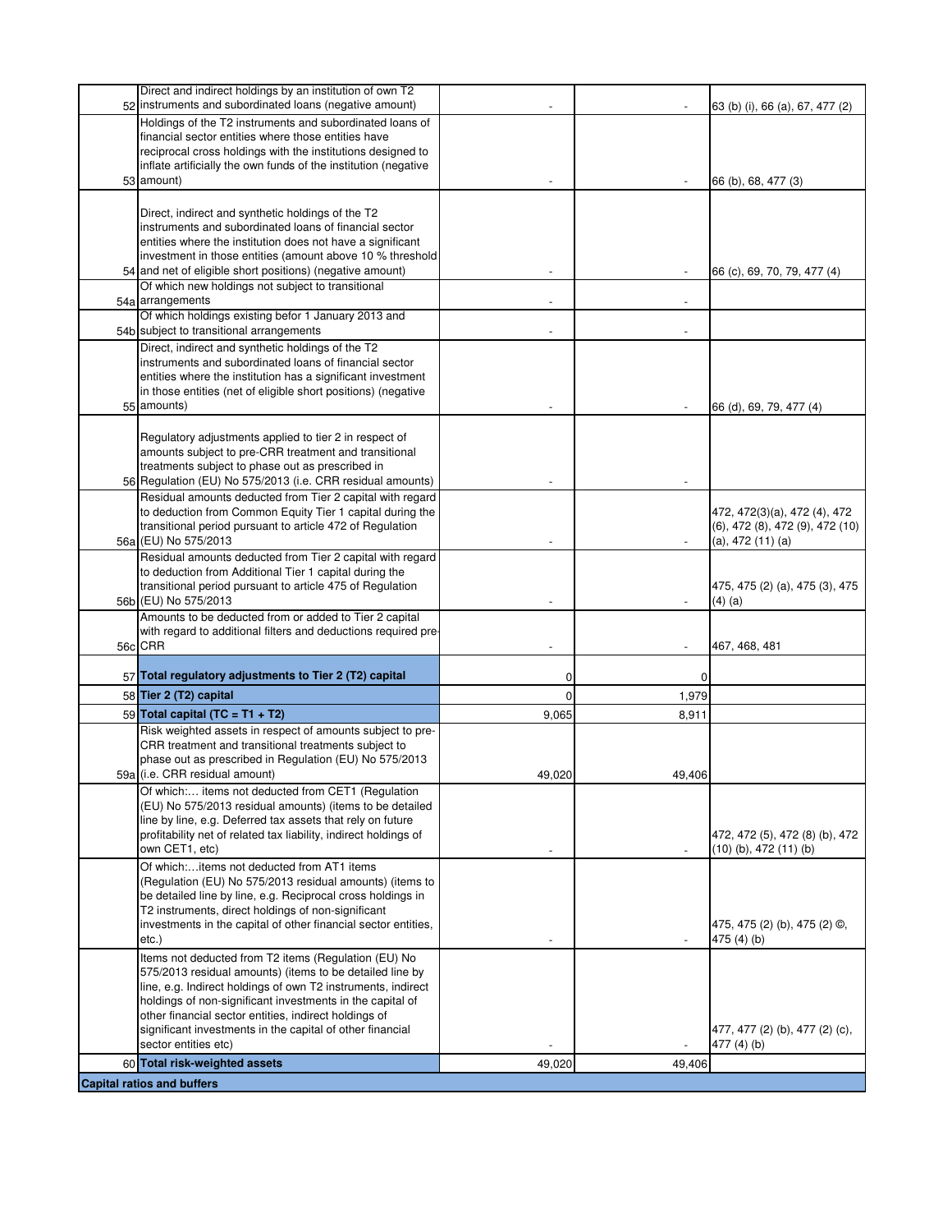| | | | | |
|---|---|---|---|---|
| 52 | Direct and indirect holdings by an institution of own T2 instruments and subordinated loans (negative amount) | - | - | 63 (b) (i), 66 (a), 67, 477 (2) |
| 53 | Holdings of the T2 instruments and subordinated loans of financial sector entities where those entities have reciprocal cross holdings with the institutions designed to inflate artificially the own funds of the institution (negative amount) | - | - | 66 (b), 68, 477 (3) |
| 54 | Direct, indirect and synthetic holdings of the T2 instruments and subordinated loans of financial sector entities where the institution does not have a significant investment in those entities (amount above 10 % threshold and net of eligible short positions) (negative amount) | - | - | 66 (c), 69, 70, 79, 477 (4) |
| 54a | Of which new holdings not subject to transitional arrangements | - | - | |
| 54b | Of which holdings existing befor 1 January 2013 and subject to transitional arrangements | - | - | |
| 55 | Direct, indirect and synthetic holdings of the T2 instruments and subordinated loans of financial sector entities where the institution has a significant investment in those entities (net of eligible short positions) (negative amounts) | - | - | 66 (d), 69, 79, 477 (4) |
| 56 | Regulatory adjustments applied to tier 2 in respect of amounts subject to pre-CRR treatment and transitional treatments subject to phase out as prescribed in Regulation (EU) No 575/2013 (i.e. CRR residual amounts) | - | - | |
| 56a | Residual amounts deducted from Tier 2 capital with regard to deduction from Common Equity Tier 1 capital during the transitional period pursuant to article 472 of Regulation (EU) No 575/2013 | - | - | 472, 472(3)(a), 472 (4), 472 (6), 472 (8), 472 (9), 472 (10) (a), 472 (11) (a) |
| 56b | Residual amounts deducted from Tier 2 capital with regard to deduction from Additional Tier 1 capital during the transitional period pursuant to article 475 of Regulation (EU) No 575/2013 | - | - | 475, 475 (2) (a), 475 (3), 475 (4) (a) |
| 56c | Amounts to be deducted from or added to Tier 2 capital with regard to additional filters and deductions required pre-CRR | - | - | 467, 468, 481 |
| 57 | **Total regulatory adjustments to Tier 2 (T2) capital** | 0 | 0 | |
| 58 | **Tier 2 (T2) capital** | 0 | 1,979 | |
| 59 | **Total capital (TC = T1 + T2)** | 9,065 | 8,911 | |
| 59a | Risk weighted assets in respect of amounts subject to pre-CRR treatment and transitional treatments subject to phase out as prescribed in Regulation (EU) No 575/2013 (i.e. CRR residual amount) | 49,020 | 49,406 | |
| | Of which:… items not deducted from CET1 (Regulation (EU) No 575/2013 residual amounts) (items to be detailed line by line, e.g. Deferred tax assets that rely on future profitability net of related tax liability, indirect holdings of own CET1, etc) | - | - | 472, 472 (5), 472 (8) (b), 472 (10) (b), 472 (11) (b) |
| | Of which:…items not deducted from AT1 items (Regulation (EU) No 575/2013 residual amounts) (items to be detailed line by line, e.g. Reciprocal cross holdings in T2 instruments, direct holdings of non-significant investments in the capital of other financial sector entities, etc.) | - | - | 475, 475 (2) (b), 475 (2) ©, 475 (4) (b) |
| | Items not deducted from T2 items (Regulation (EU) No 575/2013 residual amounts) (items to be detailed line by line, e.g. Indirect holdings of own T2 instruments, indirect holdings of non-significant investments in the capital of other financial sector entities, indirect holdings of significant investments in the capital of other financial sector entities etc) | - | - | 477, 477 (2) (b), 477 (2) (c), 477 (4) (b) |
| 60 | **Total risk-weighted assets** | 49,020 | 49,406 | |
| **Capital ratios and buffers** | | | | |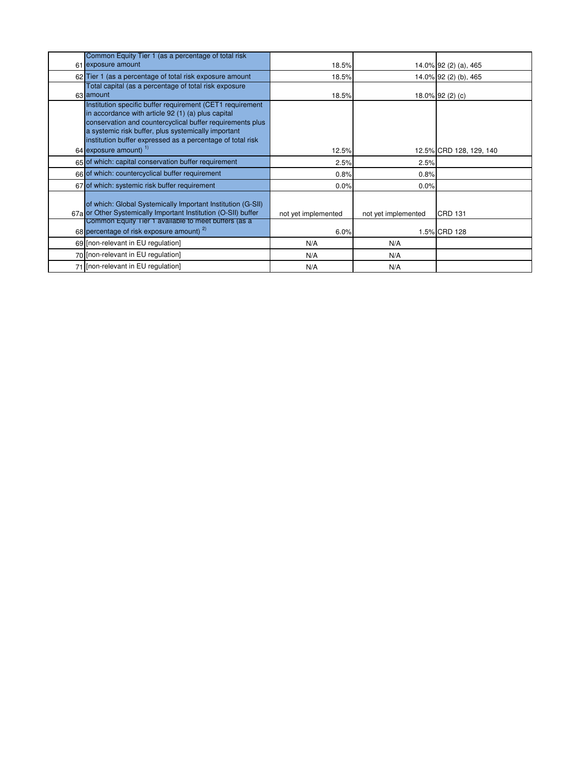| | | | | |
|---|---|---|---|---|
| 61 | Common Equity Tier 1 (as a percentage of total risk exposure amount | 18.5% | 14.0% | 92 (2) (a), 465 |
| 62 | Tier 1 (as a percentage of total risk exposure amount | 18.5% | 14.0% | 92 (2) (b), 465 |
| 63 | Total capital (as a percentage of total risk exposure amount | 18.5% | 18.0% | 92 (2) (c) |
| 64 | Institution specific buffer requirement (CET1 requirement in accordance with article 92 (1) (a) plus capital conservation and countercyclical buffer requirements plus a systemic risk buffer, plus systemically important institution buffer expressed as a percentage of total risk exposure amount) [1)] | 12.5% | 12.5% | CRD 128, 129, 140 |
| 65 | of which: capital conservation buffer requirement | 2.5% | 2.5% | |
| 66 | of which: countercyclical buffer requirement | 0.8% | 0.8% | |
| 67 | of which: systemic risk buffer requirement | 0.0% | 0.0% | |
| 67a | of which: Global Systemically Important Institution (G-SII) or Other Systemically Important Institution (O-SII) buffer | not yet implemented | not yet implemented | CRD 131 |
| 68 | Common Equity Tier 1 available to meet buffers (as a percentage of risk exposure amount) [2)] | 6.0% | 1.5% | CRD 128 |
| 69 | [non-relevant in EU regulation] | N/A | N/A | |
| 70 | [non-relevant in EU regulation] | N/A | N/A | |
| 71 | [non-relevant in EU regulation] | N/A | N/A | |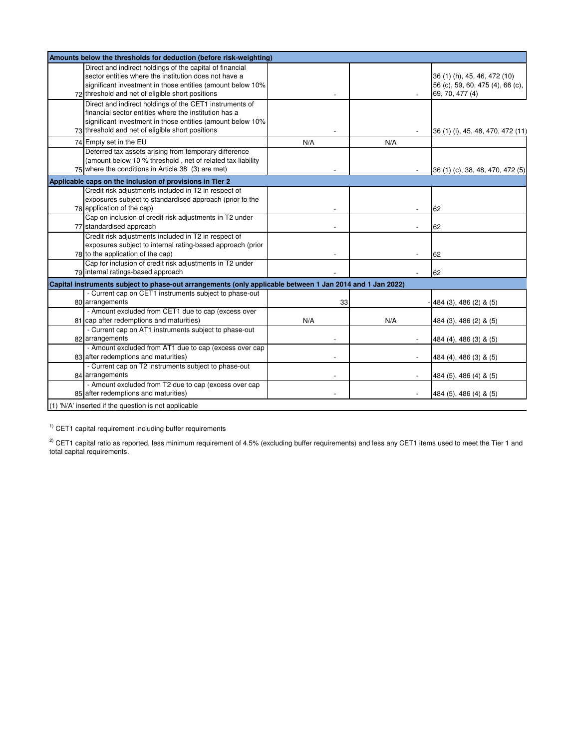| | | | | |
|---|---|---|---|---|
| **Amounts below the thresholds for deduction (before risk-weighting)** | | | | |
| 72 | Direct and indirect holdings of the capital of financial sector entities where the institution does not have a significant investment in those entities (amount below 10% threshold and net of eligible short positions | - | - | 36 (1) (h), 45, 46, 472 (10) 56 (c), 59, 60, 475 (4), 66 (c), 69, 70, 477 (4) |
| 73 | Direct and indirect holdings of the CET1 instruments of financial sector entities where the institution has a significant investment in those entities (amount below 10% threshold and net of eligible short positions | - | - | 36 (1) (i), 45, 48, 470, 472 (11) |
| 74 | Empty set in the EU | N/A | N/A | |
| 75 | Deferred tax assets arising from temporary difference (amount below 10 % threshold , net of related tax liability where the conditions in Article 38 (3) are met) | - | - | 36 (1) (c), 38, 48, 470, 472 (5) |
| **Applicable caps on the inclusion of provisions in Tier 2** | | | | |
| 76 | Credit risk adjustments included in T2 in respect of exposures subject to standardised approach (prior to the application of the cap) | - | - | 62 |
| 77 | Cap on inclusion of credit risk adjustments in T2 under standardised approach | - | - | 62 |
| 78 | Credit risk adjustments included in T2 in respect of exposures subject to internal rating-based approach (prior to the application of the cap) | - | - | 62 |
| 79 | Cap for inclusion of credit risk adjustments in T2 under internal ratings-based approach | - | - | 62 |
| **Capital instruments subject to phase-out arrangements (only applicable between 1 Jan 2014 and 1 Jan 2022)** | | | | |
| 80 | - Current cap on CET1 instruments subject to phase-out arrangements | 33 | - | 484 (3), 486 (2) & (5) |
| 81 | - Amount excluded from CET1 due to cap (excess over cap after redemptions and maturities) | N/A | N/A | 484 (3), 486 (2) & (5) |
| 82 | - Current cap on AT1 instruments subject to phase-out arrangements | - | - | 484 (4), 486 (3) & (5) |
| 83 | - Amount excluded from AT1 due to cap (excess over cap after redemptions and maturities) | - | - | 484 (4), 486 (3) & (5) |
| 84 | - Current cap on T2 instruments subject to phase-out arrangements | - | - | 484 (5), 486 (4) & (5) |
| 85 | - Amount excluded from T2 due to cap (excess over cap after redemptions and maturities) | - | - | 484 (5), 486 (4) & (5) |

(1) 'N/A' inserted if the question is not applicable

[1)] CET1 capital requirement including buffer requirements

[2)] CET1 capital ratio as reported, less minimum requirement of 4.5% (excluding buffer requirements) and less any CET1 items used to meet the Tier 1 and total capital requirements.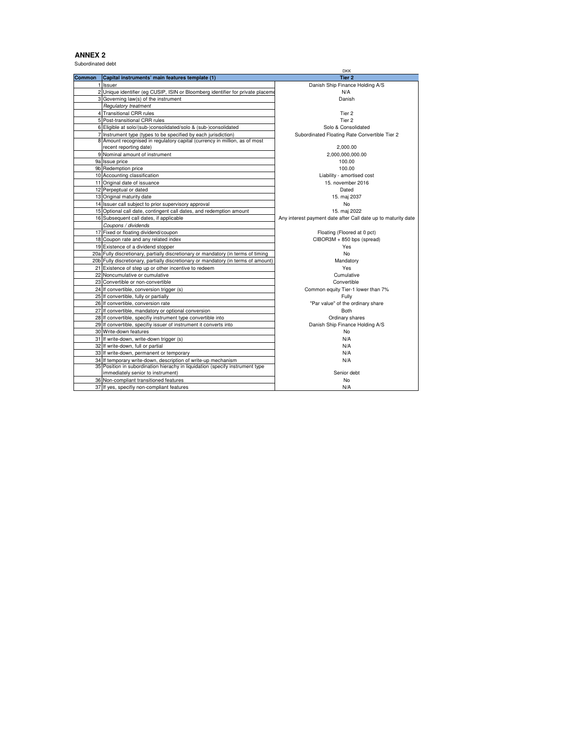## ANNEX 2

Subordinated debt

| Common | Capital instruments' main features template (1) | DKK<br>Tier 2 |
|---|---|---|
| 1 | Issuer | Danish Ship Finance Holding A/S |
| 2 | Unique identifier (eg CUSIP, ISIN or Bloomberg identifier for private placeme | N/A |
| 3 | Governing law(s) of the instrument | Danish |
| | *Regulatory treatment* | |
| 4 | Transitional CRR rules | Tier 2 |
| 5 | Post-transitional CRR rules | Tier 2 |
| 6 | Eligible at solo/(sub-)consolidated/solo & (sub-)consolidated | Solo & Consolidated |
| 7 | Instrument type (types to be specified by each jurisdiction) | Subordinated Floating Rate Convertible Tier 2 |
| 8 | Amount recognised in regulatory capital (currency in million, as of most recent reporting date) | 2,000.00 |
| 9 | Nominal amount of instrument | 2,000,000,000.00 |
| 9a | Issue price | 100.00 |
| 9b | Redemption price | 100.00 |
| 10 | Accounting classification | Liability - amortised cost |
| 11 | Original date of issuance | 15. november 2016 |
| 12 | Perpetual or dated | Dated |
| 13 | Original maturity date | 15. maj 2037 |
| 14 | Issuer call subject to prior supervisory approval | No |
| 15 | Optional call date, contingent call dates, and redemption amount | 15. maj 2022 |
| 16 | Subsequent call dates, if applicable | Any interest payment date after Call date up to maturity date |
| | *Coupons / dividends* | |
| 17 | Fixed or floating dividend/coupon | Floating (Floored at 0 pct) |
| 18 | Coupon rate and any related index | CIBOR3M + 850 bps (spread) |
| 19 | Existence of a dividend stopper | Yes |
| 20a | Fully discretionary, partially discretionary or mandatory (in terms of timing | No |
| 20b | Fully discretionary, partially discretionary or mandatory (in terms of amount) | Mandatory |
| 21 | Existence of step up or other incentive to redeem | Yes |
| 22 | Noncumulative or cumulative | Cumulative |
| 23 | Convertible or non-convertible | Convertible |
| 24 | If convertible, conversion trigger (s) | Common equity Tier-1 lower than 7% |
| 25 | If convertible, fully or partially | Fully |
| 26 | If convertible, conversion rate | "Par value" of the ordinary share |
| 27 | If convertible, mandatory or optional conversion | Both |
| 28 | If convertible, specifiy instrument type convertible into | Ordinary shares |
| 29 | If convertible, specifiy issuer of instrument it converts into | Danish Ship Finance Holding A/S |
| 30 | Write-down features | No |
| 31 | If write-down, write-down trigger (s) | N/A |
| 32 | If write-down, full or partial | N/A |
| 33 | If write-down, permanent or temporary | N/A |
| 34 | If temporary write-down, description of write-up mechanism | N/A |
| 35 | Position in subordination hierachy in liquidation (specify instrument type immediately senior to instrument) | Senior debt |
| 36 | Non-compliant transitioned features | No |
| 37 | If yes, specifiy non-compliant features | N/A |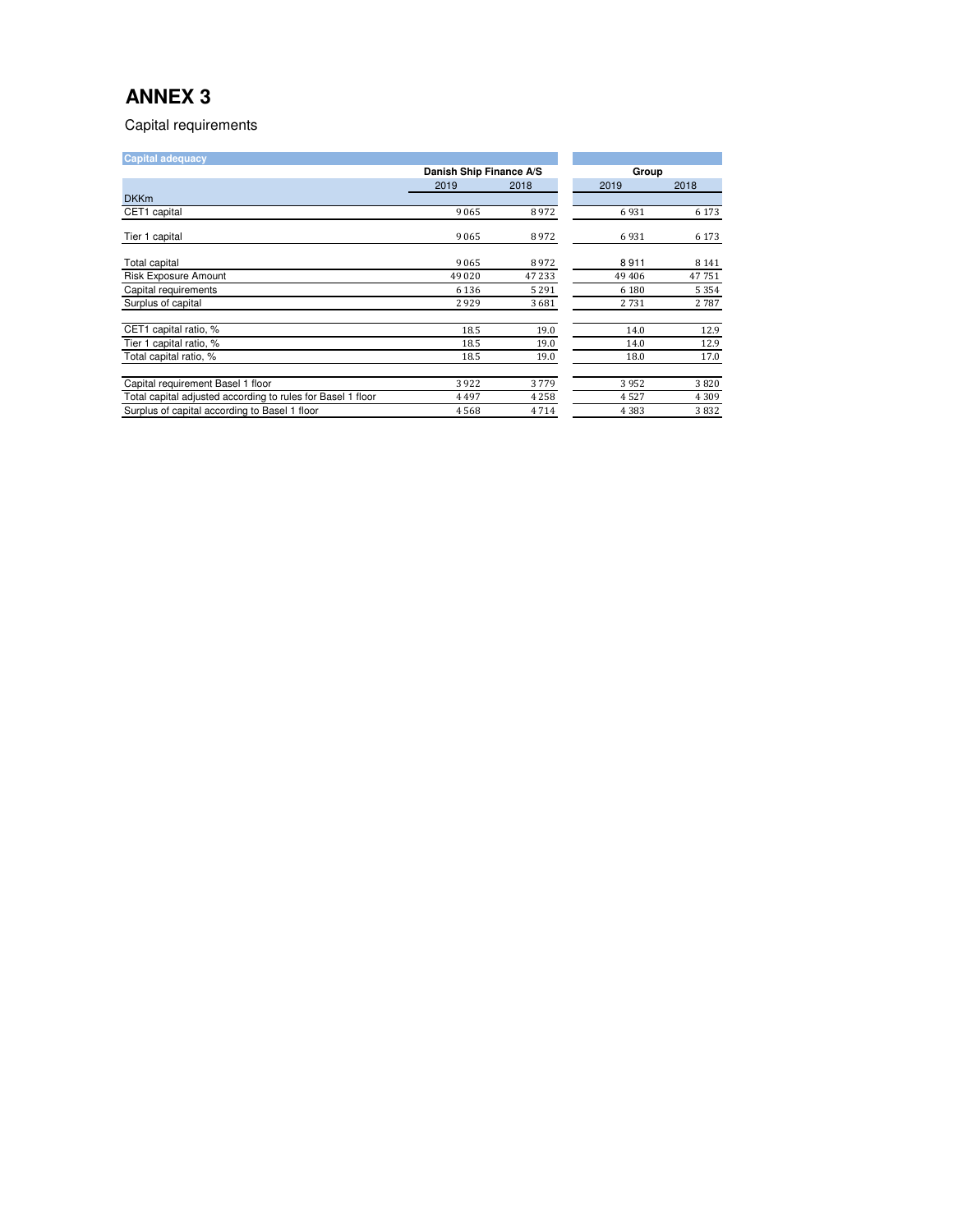# ANNEX 3

Capital requirements

| Capital adequacy | Danish Ship Finance A/S | | Group | |
|---|---|---|---|---|
| | 2019 | 2018 | 2019 | 2018 |
| DKKm | | | | |
| CET1 capital | 9 065 | 8 972 | 6 931 | 6 173 |
| Tier 1 capital | 9 065 | 8 972 | 6 931 | 6 173 |
| Total capital | 9 065 | 8 972 | 8 911 | 8 141 |
| Risk Exposure Amount | 49 020 | 47 233 | 49 406 | 47 751 |
| Capital requirements | 6 136 | 5 291 | 6 180 | 5 354 |
| Surplus of capital | 2 929 | 3 681 | 2 731 | 2 787 |
| CET1 capital ratio, % | 18.5 | 19.0 | 14.0 | 12.9 |
| Tier 1 capital ratio, % | 18.5 | 19.0 | 14.0 | 12.9 |
| Total capital ratio, % | 18.5 | 19.0 | 18.0 | 17.0 |
| Capital requirement Basel 1 floor | 3 922 | 3 779 | 3 952 | 3 820 |
| Total capital adjusted according to rules for Basel 1 floor | 4 497 | 4 258 | 4 527 | 4 309 |
| Surplus of capital according to Basel 1 floor | 4 568 | 4 714 | 4 383 | 3 832 |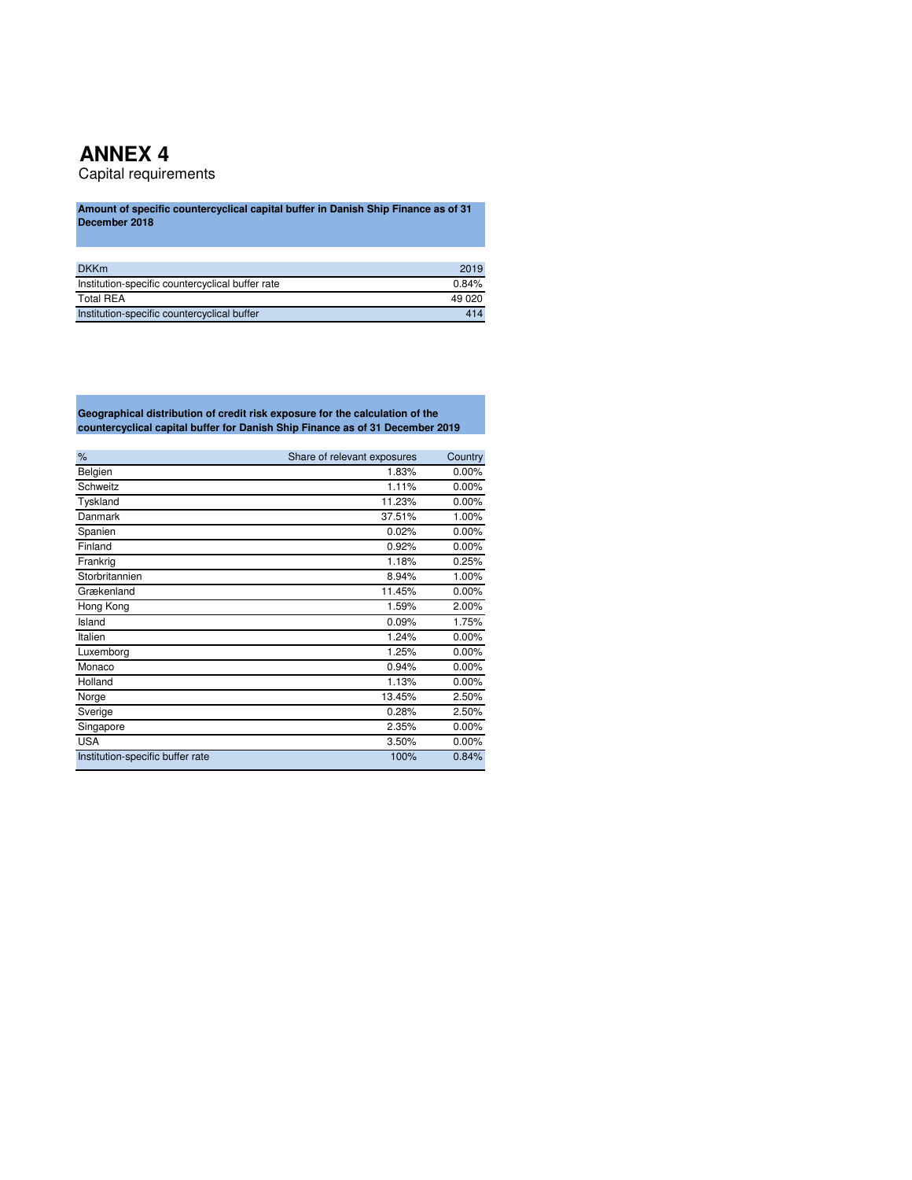# ANNEX 4

Capital requirements

**Amount of specific countercyclical capital buffer in Danish Ship Finance as of 31 December 2018**

| DKKm | 2019 |
|---|---|
| Institution-specific countercyclical buffer rate | 0.84% |
| Total REA | 49 020 |
| Institution-specific countercyclical buffer | 414 |

**Geographical distribution of credit risk exposure for the calculation of the countercyclical capital buffer for Danish Ship Finance as of 31 December 2019**

| % | Share of relevant exposures | Country |
|---|---|---|
| Belgien | 1.83% | 0.00% |
| Schweitz | 1.11% | 0.00% |
| Tyskland | 11.23% | 0.00% |
| Danmark | 37.51% | 1.00% |
| Spanien | 0.02% | 0.00% |
| Finland | 0.92% | 0.00% |
| Frankrig | 1.18% | 0.25% |
| Storbritannien | 8.94% | 1.00% |
| Grækenland | 11.45% | 0.00% |
| Hong Kong | 1.59% | 2.00% |
| Island | 0.09% | 1.75% |
| Italien | 1.24% | 0.00% |
| Luxemborg | 1.25% | 0.00% |
| Monaco | 0.94% | 0.00% |
| Holland | 1.13% | 0.00% |
| Norge | 13.45% | 2.50% |
| Sverige | 0.28% | 2.50% |
| Singapore | 2.35% | 0.00% |
| USA | 3.50% | 0.00% |
| Institution-specific buffer rate | 100% | 0.84% |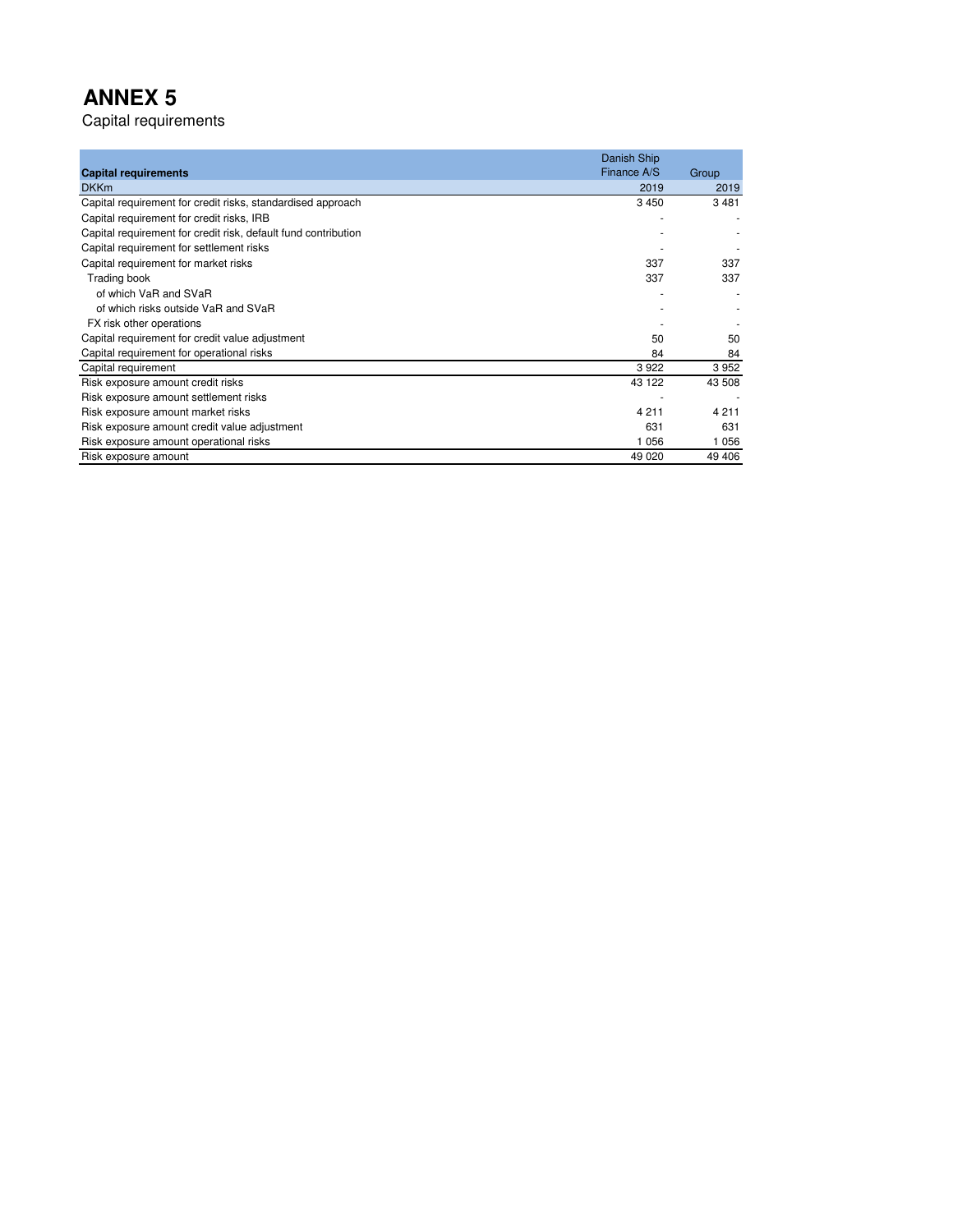# ANNEX 5

Capital requirements

| Capital requirements | Danish Ship Finance A/S | Group |
|---|---|---|
| DKKm | 2019 | 2019 |
| Capital requirement for credit risks, standardised approach | 3 450 | 3 481 |
| Capital requirement for credit risks, IRB | - | - |
| Capital requirement for credit risk, default fund contribution | - | - |
| Capital requirement for settlement risks | - | - |
| Capital requirement for market risks | 337 | 337 |
| Trading book | 337 | 337 |
| of which VaR and SVaR | - | - |
| of which risks outside VaR and SVaR | - | - |
| FX risk other operations | - | - |
| Capital requirement for credit value adjustment | 50 | 50 |
| Capital requirement for operational risks | 84 | 84 |
| Capital requirement | 3 922 | 3 952 |
| Risk exposure amount credit risks | 43 122 | 43 508 |
| Risk exposure amount settlement risks | - | - |
| Risk exposure amount market risks | 4 211 | 4 211 |
| Risk exposure amount credit value adjustment | 631 | 631 |
| Risk exposure amount operational risks | 1 056 | 1 056 |
| Risk exposure amount | 49 020 | 49 406 |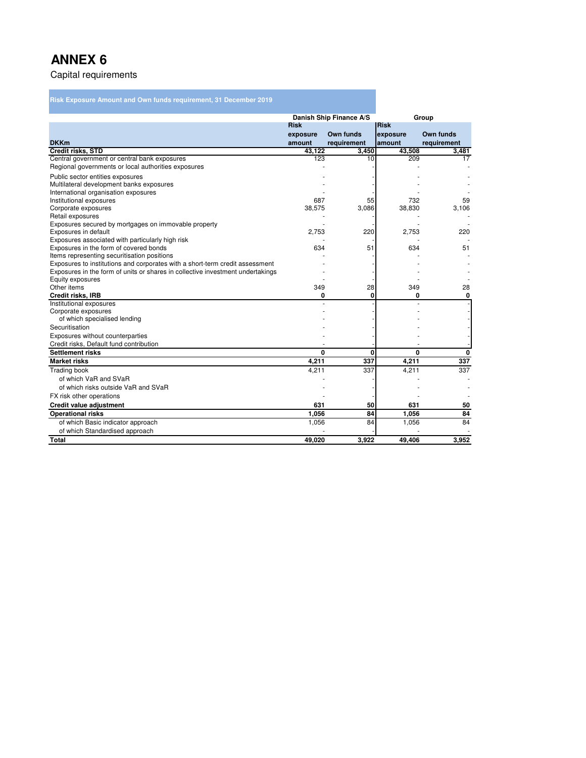# ANNEX 6

Capital requirements

**Risk Exposure Amount and Own funds requirement, 31 December 2019**

| | Danish Ship Finance A/S | | Group | |
|---|---|---|---|---|
| DKKm | Risk exposure amount | Own funds requirement | Risk exposure amount | Own funds requirement |
| **Credit risks, STD** | **43,122** | **3,450** | **43,508** | **3,481** |
| Central government or central bank exposures | 123 | 10 | 209 | 17 |
| Regional governments or local authorities exposures | - | - | - | - |
| Public sector entities exposures | - | - | - | - |
| Multilateral development banks exposures | - | - | - | - |
| International organisation exposures | - | - | - | - |
| Institutional exposures | 687 | 55 | 732 | 59 |
| Corporate exposures | 38,575 | 3,086 | 38,830 | 3,106 |
| Retail exposures | - | - | - | - |
| Exposures secured by mortgages on immovable property | - | - | - | - |
| Exposures in default | 2,753 | 220 | 2,753 | 220 |
| Exposures associated with particularly high risk | - | - | - | - |
| Exposures in the form of covered bonds | 634 | 51 | 634 | 51 |
| Items representing securitisation positions | - | - | - | - |
| Exposures to institutions and corporates with a short-term credit assessment | - | - | - | - |
| Exposures in the form of units or shares in collective investment undertakings | - | - | - | - |
| Equity exposures | - | - | - | - |
| Other items | 349 | 28 | 349 | 28 |
| **Credit risks, IRB** | **0** | **0** | **0** | **0** |
| Institutional exposures | - | - | - | - |
| Corporate exposures | - | - | - | - |
| of which specialised lending | - | - | - | - |
| Securitisation | - | - | - | - |
| Exposures without counterparties | - | - | - | - |
| Credit risks, Default fund contribution | - | - | - | - |
| **Settlement risks** | **0** | **0** | **0** | **0** |
| **Market risks** | **4,211** | **337** | **4,211** | **337** |
| Trading book | 4,211 | 337 | 4,211 | 337 |
| of which VaR and SVaR | - | - | - | - |
| of which risks outside VaR and SVaR | - | - | - | - |
| FX risk other operations | - | - | - | - |
| **Credit value adjustment** | **631** | **50** | **631** | **50** |
| **Operational risks** | **1,056** | **84** | **1,056** | **84** |
| of which Basic indicator approach | 1,056 | 84 | 1,056 | 84 |
| of which Standardised approach | - | - | - | - |
| **Total** | **49,020** | **3,922** | **49,406** | **3,952** |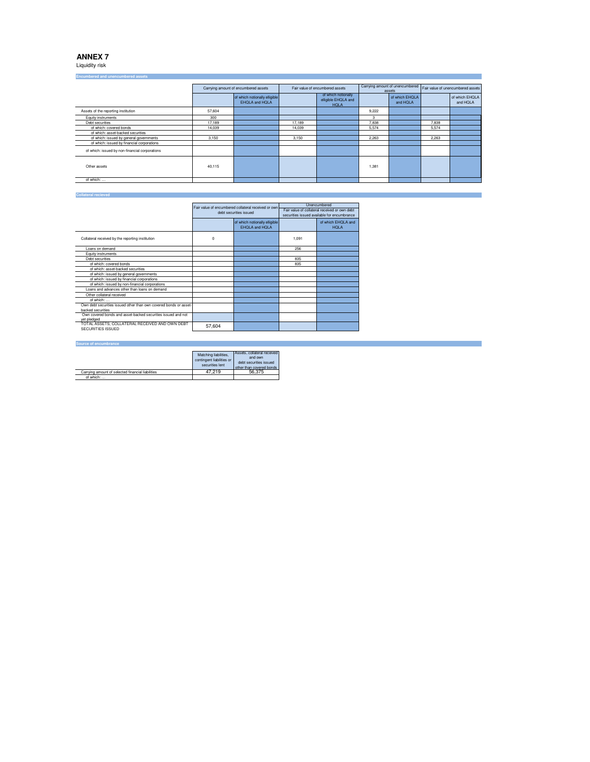# ANNEX 7

Liquidity risk

**Encumbered and unencumbered assets**

| | Carrying amount of encumbered assets | | Fair value of encumbered assets | | Carrying amount of unencumbered assets | | Fair value of unencumbered assets | |
|---|---|---|---|---|---|---|---|---|
| | | of which notionally elligible EHQLA and HQLA | | of which notionally elligible EHQLA and HQLA | | of which EHQLA and HQLA | | of which EHQLA and HQLA |
| Assets of the reporting institution | 57,604 | | | | 9,222 | | | |
| Equity instruments | 300 | | | | 3 | | | |
| Debt securities | 17,189 | | 17,189 | | 7,838 | | 7,838 | |
| of which: covered bonds | 14,039 | | 14,039 | | 5,574 | | 5,574 | |
| of which: asset-backed securities | | | | | | | | |
| of which: issued by general governments | 3,150 | | 3,150 | | 2,263 | | 2,263 | |
| of which: issued by financial corporations | | | | | | | | |
| of which: issued by non-financial corporations | | | | | | | | |
| Other assets | 40,115 | | | | 1,381 | | | |
| of which: ... | | | | | | | | |

**Collateral recieved**

| | Fair value of encumbered collateral received or own debt securities issued | | Unencumbered Fair value of collateral received or own debt securities issued available for encumbrance | |
|---|---|---|---|---|
| | | of which notionally elligible EHQLA and HQLA | | of which EHQLA and HQLA |
| Collateral received by the reporting institution | 0 | | 1,091 | |
| Loans on demand | | | 256 | |
| Equity instruments | | | | |
| Debt securities | | | 835 | |
| of which: covered bonds | | | 835 | |
| of which: asset-backed securities | | | | |
| of which: issued by general governments | | | | |
| of which: issued by financial corporations | | | | |
| of which: issued by non-financial corporations | | | | |
| Loans and advances other than loans on demand | | | | |
| Other collateral received | | | | |
| of which: ... | | | | |
| Own debt securities issued other than own covered bonds or asset-backed securities | | | | |
| Own covered bonds and asset-backed securities issued and not yet pledged | | | | |
| TOTAL ASSETS, COLLATERAL RECEIVED AND OWN DEBT SECURITIES ISSUED | 57,604 | | | |

**Source of encumbrance**

| | Matching liabilities, contingent liabilities or securities lent | Assets, collateral received and own debt securities issued other than covered bonds |
|---|---|---|
| Carrying amount of selected financial liabilities | 47,219 | 56,375 |
| of which: ... | | |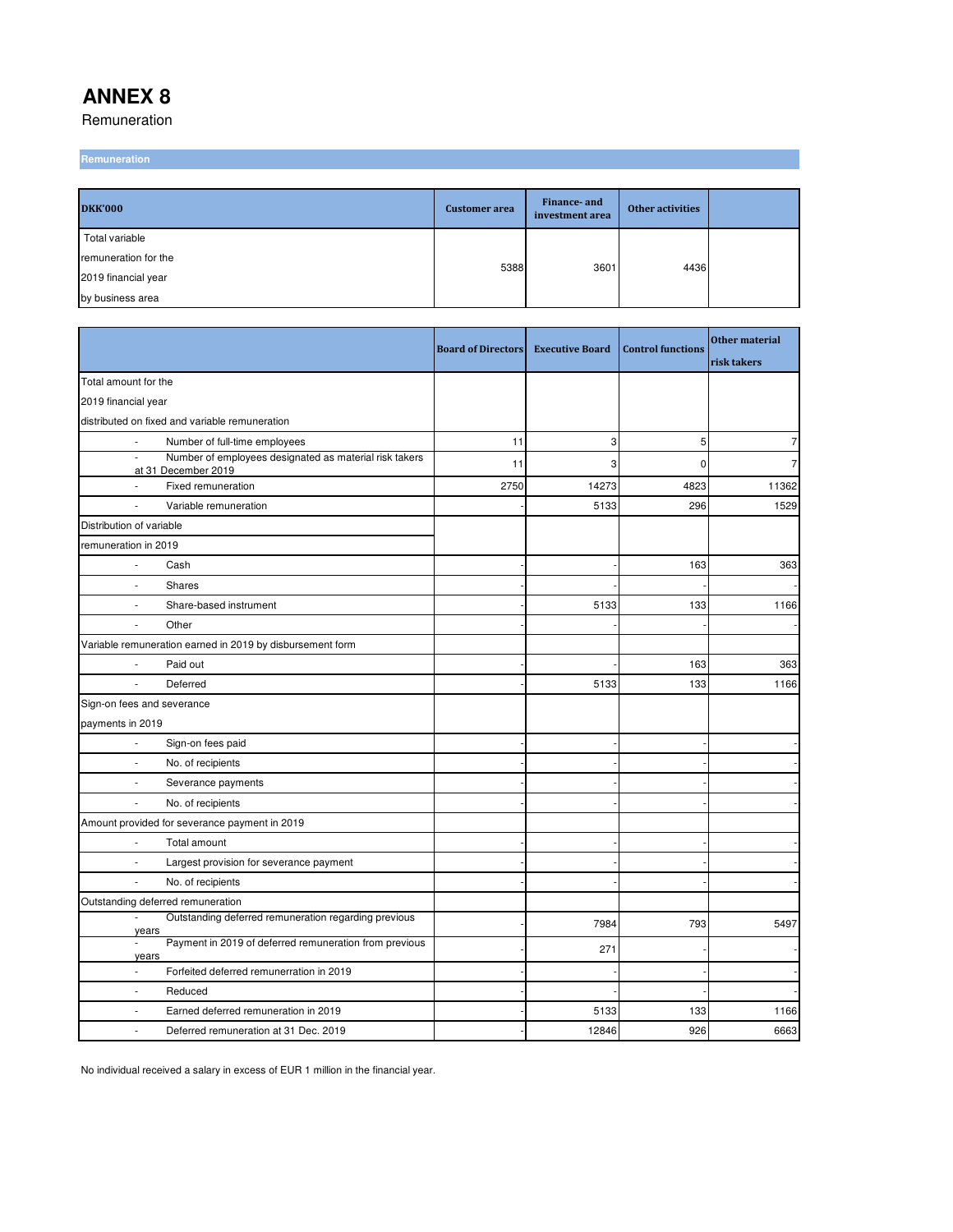# ANNEX 8

Remuneration

**Remuneration**

| DKK'000 | Customer area | Finance- and investment area | Other activities | |
|---|---|---|---|---|
| Total variable remuneration for the 2019 financial year by business area | 5388 | 3601 | 4436 | |

| | Board of Directors | Executive Board | Control functions | Other material risk takers |
|---|---|---|---|---|
| Total amount for the 2019 financial year distributed on fixed and variable remuneration | | | | |
| - Number of full-time employees | 11 | 3 | 5 | 7 |
| - Number of employees designated as material risk takers at 31 December 2019 | 11 | 3 | 0 | 7 |
| - Fixed remuneration | 2750 | 14273 | 4823 | 11362 |
| - Variable remuneration | - | 5133 | 296 | 1529 |
| Distribution of variable remuneration in 2019 | | | | |
| - Cash | - | - | 163 | 363 |
| - Shares | - | - | - | - |
| - Share-based instrument | - | 5133 | 133 | 1166 |
| - Other | - | - | - | - |
| Variable remuneration earned in 2019 by disbursement form | | | | |
| - Paid out | - | - | 163 | 363 |
| - Deferred | - | 5133 | 133 | 1166 |
| Sign-on fees and severance payments in 2019 | | | | |
| - Sign-on fees paid | - | - | - | - |
| - No. of recipients | - | - | - | - |
| - Severance payments | - | - | - | - |
| - No. of recipients | - | - | - | - |
| Amount provided for severance payment in 2019 | | | | |
| - Total amount | - | - | - | - |
| - Largest provision for severance payment | - | - | - | - |
| - No. of recipients | - | - | - | - |
| Outstanding deferred remuneration | | | | |
| - Outstanding deferred remuneration regarding previous years | - | 7984 | 793 | 5497 |
| - Payment in 2019 of deferred remuneration from previous years | - | 271 | - | - |
| - Forfeited deferred remunerration in 2019 | - | - | - | - |
| - Reduced | - | - | - | - |
| - Earned deferred remuneration in 2019 | - | 5133 | 133 | 1166 |
| - Deferred remuneration at 31 Dec. 2019 | - | 12846 | 926 | 6663 |

No individual received a salary in excess of EUR 1 million in the financial year.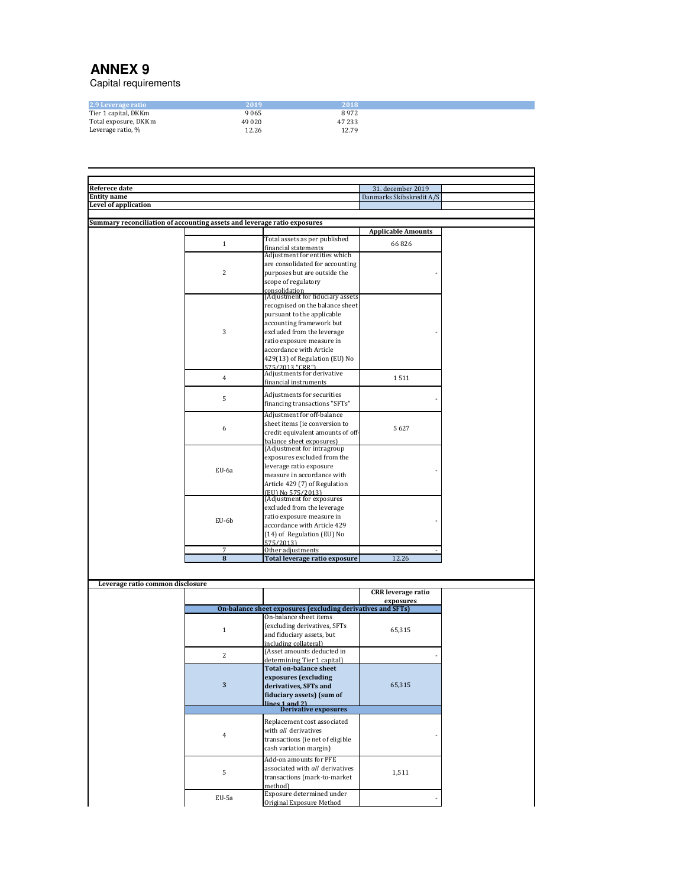# ANNEX 9

Capital requirements

| 2.9 Leverage ratio | 2019 | 2018 |
|---|---|---|
| Tier 1 capital, DKKm | 9 065 | 8 972 |
| Total exposure, DKKm | 49 020 | 47 233 |
| Leverage ratio, % | 12.26 | 12.79 |

| | |
|---|---|
| **Referece date** | 31. december 2019 |
| **Entity name** | Danmarks Skibskredit A/S |
| **Level of application** | |

**Summary reconciliation of accounting assets and leverage ratio exposures**

| | | Applicable Amounts |
|---|---|---|
| 1 | Total assets as per published financial statements | 66 826 |
| 2 | Adjustment for entities which are consolidated for accounting purposes but are outside the scope of regulatory consolidation | - |
| 3 | (Adjustment for fiduciary assets recognised on the balance sheet pursuant to the applicable accounting framework but excluded from the leverage ratio exposure measure in accordance with Article 429(13) of Regulation (EU) No 575/2013 "CRR") | - |
| 4 | Adjustments for derivative financial instruments | 1 511 |
| 5 | Adjustments for securities financing transactions "SFTs" | - |
| 6 | Adjustment for off-balance sheet items (ie conversion to credit equivalent amounts of off-balance sheet exposures) | 5 627 |
| EU-6a | (Adjustment for intragroup exposures excluded from the leverage ratio exposure measure in accordance with Article 429 (7) of Regulation (EU) No 575/2013) | - |
| EU-6b | (Adjustment for exposures excluded from the leverage ratio exposure measure in accordance with Article 429 (14) of Regulation (EU) No 575/2013) | - |
| 7 | Other adjustments | - |
| **8** | **Total leverage ratio exposure** | 12.26 |

**Leverage ratio common disclosure**

| | | CRR leverage ratio exposures |
|---|---|---|
| **On-balance sheet exposures (excluding derivatives and SFTs)** | | |
| 1 | On-balance sheet items (excluding derivatives, SFTs and fiduciary assets, but including collateral) | 65,315 |
| 2 | (Asset amounts deducted in determining Tier 1 capital) | - |
| **3** | **Total on-balance sheet exposures (excluding derivatives, SFTs and fiduciary assets) (sum of lines 1 and 2)** | 65,315 |
| **Derivative exposures** | | |
| 4 | Replacement cost associated with *all* derivatives transactions (ie net of eligible cash variation margin) | - |
| 5 | Add-on amounts for PFE associated with *all* derivatives transactions (mark-to-market method) | 1,511 |
| EU-5a | Exposure determined under Original Exposure Method | - |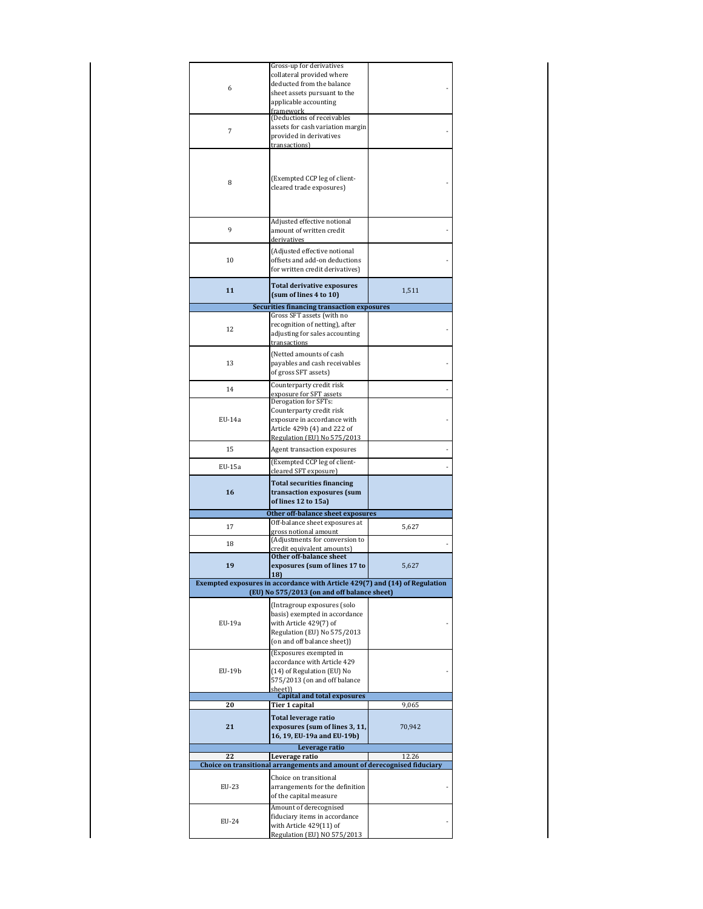| | | |
|---|---|---|
| 6 | Gross-up for derivatives collateral provided where deducted from the balance sheet assets pursuant to the applicable accounting framework | - |
| 7 | (Deductions of receivables assets for cash variation margin provided in derivatives transactions) | - |
| 8 | (Exempted CCP leg of client-cleared trade exposures) | - |
| 9 | Adjusted effective notional amount of written credit derivatives | - |
| 10 | (Adjusted effective notional offsets and add-on deductions for written credit derivatives) | - |
| **11** | **Total derivative exposures (sum of lines 4 to 10)** | 1,511 |
| | **Securities financing transaction exposures** | |
| 12 | Gross SFT assets (with no recognition of netting), after adjusting for sales accounting transactions | - |
| 13 | (Netted amounts of cash payables and cash receivables of gross SFT assets) | - |
| 14 | Counterparty credit risk exposure for SFT assets | - |
| EU-14a | Derogation for SFTs: Counterparty credit risk exposure in accordance with Article 429b (4) and 222 of Regulation (EU) No 575/2013 | - |
| 15 | Agent transaction exposures | - |
| EU-15a | (Exempted CCP leg of client-cleared SFT exposure) | - |
| **16** | **Total securities financing transaction exposures (sum of lines 12 to 15a)** | |
| | **Other off-balance sheet exposures** | |
| 17 | Off-balance sheet exposures at gross notional amount | 5,627 |
| 18 | (Adjustments for conversion to credit equivalent amounts) | - |
| **19** | **Other off-balance sheet exposures (sum of lines 17 to 18)** | 5,627 |
| | **Exempted exposures in accordance with Article 429(7) and (14) of Regulation (EU) No 575/2013 (on and off balance sheet)** | |
| EU-19a | (Intragroup exposures (solo basis) exempted in accordance with Article 429(7) of Regulation (EU) No 575/2013 (on and off balance sheet)) | - |
| EU-19b | (Exposures exempted in accordance with Article 429 (14) of Regulation (EU) No 575/2013 (on and off balance sheet)) | - |
| | **Capital and total exposures** | |
| **20** | **Tier 1 capital** | 9,065 |
| **21** | **Total leverage ratio exposures (sum of lines 3, 11, 16, 19, EU-19a and EU-19b)** | 70,942 |
| | **Leverage ratio** | |
| **22** | **Leverage ratio** | 12.26 |
| | **Choice on transitional arrangements and amount of derecognised fiduciary** | |
| EU-23 | Choice on transitional arrangements for the definition of the capital measure | - |
| EU-24 | Amount of derecognised fiduciary items in accordance with Article 429(11) of Regulation (EU) NO 575/2013 | - |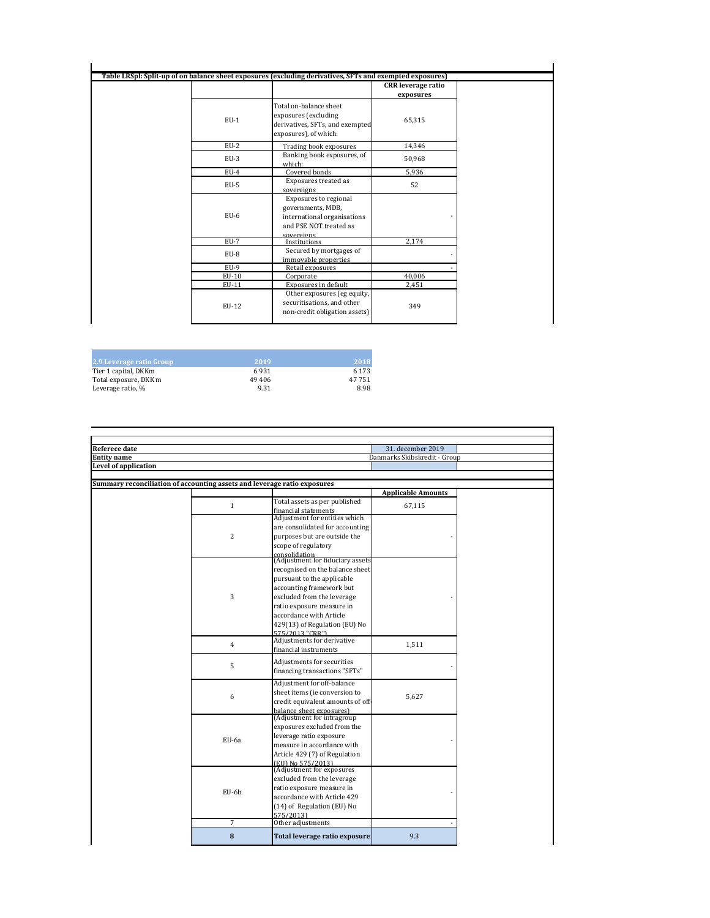**Table LRSpl: Split-up of on balance sheet exposures (excluding derivatives, SFTs and exempted exposures)**

| | | CRR leverage ratio exposures |
|---|---|---|
| EU-1 | Total on-balance sheet exposures (excluding derivatives, SFTs, and exempted exposures), of which: | 65,315 |
| EU-2 | Trading book exposures | 14,346 |
| EU-3 | Banking book exposures, of which: | 50,968 |
| EU-4 | Covered bonds | 5,936 |
| EU-5 | Exposures treated as sovereigns | 52 |
| EU-6 | Exposures to regional governments, MDB, international organisations and PSE NOT treated as sovereigns | - |
| EU-7 | Institutions | 2,174 |
| EU-8 | Secured by mortgages of immovable properties | - |
| EU-9 | Retail exposures | - |
| EU-10 | Corporate | 40,006 |
| EU-11 | Exposures in default | 2,451 |
| EU-12 | Other exposures (eg equity, securitisations, and other non-credit obligation assets) | 349 |

| 2.9 Leverage ratio Group | 2019 | 2018 |
|---|---|---|
| Tier 1 capital, DKKm | 6 931 | 6 173 |
| Total exposure, DKKm | 49 406 | 47 751 |
| Leverage ratio, % | 9.31 | 8.98 |

| | |
|---|---|
| **Referece date** | 31. december 2019 |
| **Entity name** | Danmarks Skibskredit - Group |
| **Level of application** | |

**Summary reconciliation of accounting assets and leverage ratio exposures**

| | | Applicable Amounts |
|---|---|---|
| 1 | Total assets as per published financial statements | 67,115 |
| 2 | Adjustment for entities which are consolidated for accounting purposes but are outside the scope of regulatory consolidation | - |
| 3 | (Adjustment for fiduciary assets recognised on the balance sheet pursuant to the applicable accounting framework but excluded from the leverage ratio exposure measure in accordance with Article 429(13) of Regulation (EU) No 575/2013 "CRR") | - |
| 4 | Adjustments for derivative financial instruments | 1,511 |
| 5 | Adjustments for securities financing transactions "SFTs" | - |
| 6 | Adjustment for off-balance sheet items (ie conversion to credit equivalent amounts of off-balance sheet exposures) | 5,627 |
| EU-6a | (Adjustment for intragroup exposures excluded from the leverage ratio exposure measure in accordance with Article 429 (7) of Regulation (EU) No 575/2013) | - |
| EU-6b | (Adjustment for exposures excluded from the leverage ratio exposure measure in accordance with Article 429 (14) of Regulation (EU) No 575/2013) | - |
| 7 | Other adjustments | - |
| **8** | **Total leverage ratio exposure** | 9.3 |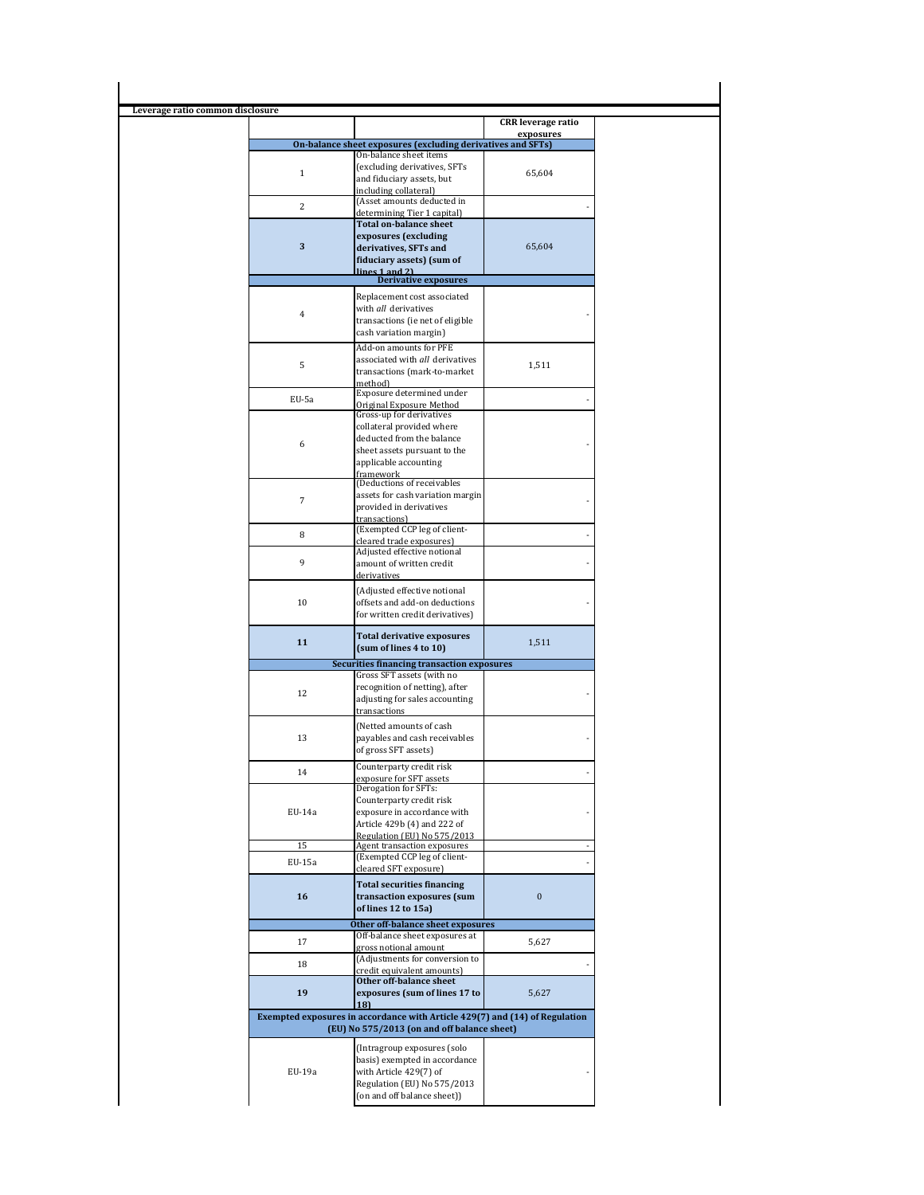**Leverage ratio common disclosure**

| | | CRR leverage ratio exposures |
|---|---|---|
| | **On-balance sheet exposures (excluding derivatives and SFTs)** | |
| 1 | On-balance sheet items (excluding derivatives, SFTs and fiduciary assets, but including collateral) | 65,604 |
| 2 | (Asset amounts deducted in determining Tier 1 capital) | - |
| **3** | **Total on-balance sheet exposures (excluding derivatives, SFTs and fiduciary assets) (sum of lines 1 and 2)** | 65,604 |
| | **Derivative exposures** | |
| 4 | Replacement cost associated with *all* derivatives transactions (ie net of eligible cash variation margin) | - |
| 5 | Add-on amounts for PFE associated with *all* derivatives transactions (mark-to-market method) | 1,511 |
| EU-5a | Exposure determined under Original Exposure Method | - |
| 6 | Gross-up for derivatives collateral provided where deducted from the balance sheet assets pursuant to the applicable accounting framework | - |
| 7 | (Deductions of receivables assets for cash variation margin provided in derivatives transactions) | - |
| 8 | (Exempted CCP leg of client-cleared trade exposures) | - |
| 9 | Adjusted effective notional amount of written credit derivatives | - |
| 10 | (Adjusted effective notional offsets and add-on deductions for written credit derivatives) | - |
| **11** | **Total derivative exposures (sum of lines 4 to 10)** | 1,511 |
| | **Securities financing transaction exposures** | |
| 12 | Gross SFT assets (with no recognition of netting), after adjusting for sales accounting transactions | - |
| 13 | (Netted amounts of cash payables and cash receivables of gross SFT assets) | - |
| 14 | Counterparty credit risk exposure for SFT assets | - |
| EU-14a | Derogation for SFTs: Counterparty credit risk exposure in accordance with Article 429b (4) and 222 of Regulation (EU) No 575/2013 | - |
| 15 | Agent transaction exposures | - |
| EU-15a | (Exempted CCP leg of client-cleared SFT exposure) | - |
| **16** | **Total securities financing transaction exposures (sum of lines 12 to 15a)** | 0 |
| | **Other off-balance sheet exposures** | |
| 17 | Off-balance sheet exposures at gross notional amount | 5,627 |
| 18 | (Adjustments for conversion to credit equivalent amounts) | - |
| **19** | **Other off-balance sheet exposures (sum of lines 17 to 18)** | 5,627 |
| | **Exempted exposures in accordance with Article 429(7) and (14) of Regulation (EU) No 575/2013 (on and off balance sheet)** | |
| EU-19a | (Intragroup exposures (solo basis) exempted in accordance with Article 429(7) of Regulation (EU) No 575/2013 (on and off balance sheet)) | - |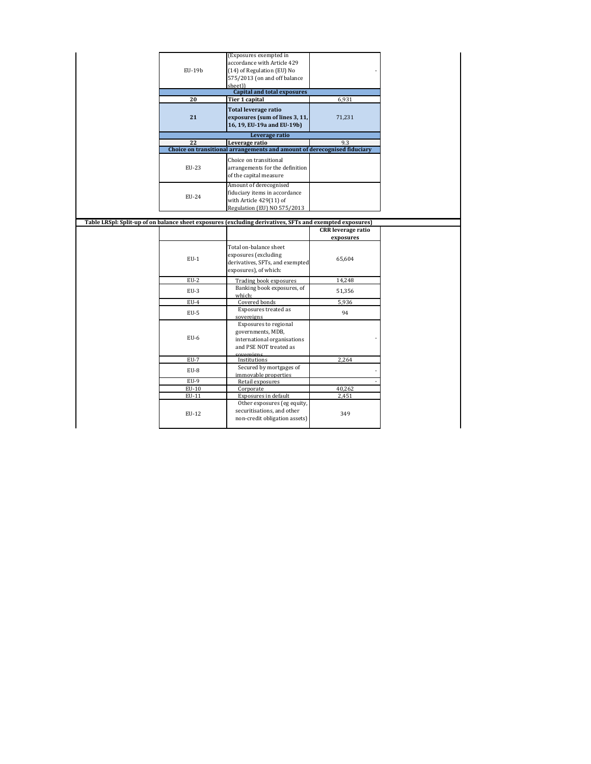| | | |
|---|---|---|
| EU-19b | (Exposures exempted in accordance with Article 429 (14) of Regulation (EU) No 575/2013 (on and off balance sheet)) | - |
| | **Capital and total exposures** | |
| **20** | **Tier 1 capital** | 6,931 |
| **21** | **Total leverage ratio exposures (sum of lines 3, 11, 16, 19, EU-19a and EU-19b)** | 71,231 |
| | **Leverage ratio** | |
| **22** | **Leverage ratio** | 9.3 |
| | **Choice on transitional arrangements and amount of derecognised fiduciary** | |
| EU-23 | Choice on transitional arrangements for the definition of the capital measure | |
| EU-24 | Amount of derecognised fiduciary items in accordance with Article 429(11) of Regulation (EU) NO 575/2013 | |

**Table LRSpl: Split-up of on balance sheet exposures (excluding derivatives, SFTs and exempted exposures)**

| | | CRR leverage ratio exposures |
|---|---|---|
| EU-1 | Total on-balance sheet exposures (excluding derivatives, SFTs, and exempted exposures), of which: | 65,604 |
| EU-2 | Trading book exposures | 14,248 |
| EU-3 | Banking book exposures, of which: | 51,356 |
| EU-4 | Covered bonds | 5,936 |
| EU-5 | Exposures treated as sovereigns | 94 |
| EU-6 | Exposures to regional governments, MDB, international organisations and PSE NOT treated as sovereigns | - |
| EU-7 | Institutions | 2,264 |
| EU-8 | Secured by mortgages of immovable properties | - |
| EU-9 | Retail exposures | - |
| EU-10 | Corporate | 40,262 |
| EU-11 | Exposures in default | 2,451 |
| EU-12 | Other exposures (eg equity, securitisations, and other non-credit obligation assets) | 349 |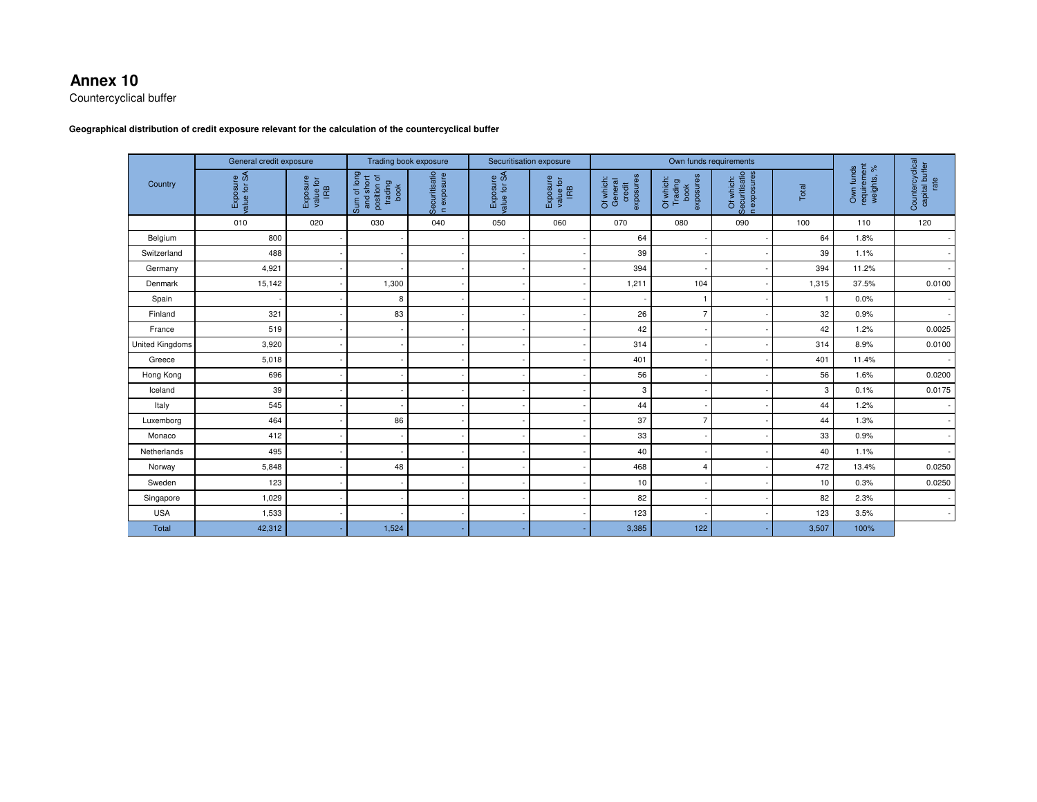# Annex 10

Countercyclical buffer

**Geographical distribution of credit exposure relevant for the calculation of the countercyclical buffer**

| Country | General credit exposure | | Trading book exposure | | Securitisation exposure | | Own funds requirements | | | | Own funds requirement weights, % | Countercyclical capital buffer rate |
|---|---|---|---|---|---|---|---|---|---|---|---|---|
| | Exposure value for SA | Exposure value for IRB | Sum of long and short position of trading book | Securitisation exposure | Exposure value for SA | Exposure value for IRB | Of which: General credit exposures | Of which: Trading book exposures | Of which: Securitisation exposures | Total | | |
| | 010 | 020 | 030 | 040 | 050 | 060 | 070 | 080 | 090 | 100 | 110 | 120 |
| Belgium | 800 | - | - | - | - | - | 64 | - | - | 64 | 1.8% | - |
| Switzerland | 488 | - | - | - | - | - | 39 | - | - | 39 | 1.1% | - |
| Germany | 4,921 | - | - | - | - | - | 394 | - | - | 394 | 11.2% | - |
| Denmark | 15,142 | - | 1,300 | - | - | - | 1,211 | 104 | - | 1,315 | 37.5% | 0.0100 |
| Spain | - | - | 8 | - | - | - | - | 1 | - | 1 | 0.0% | - |
| Finland | 321 | - | 83 | - | - | - | 26 | 7 | - | 32 | 0.9% | - |
| France | 519 | - | - | - | - | - | 42 | - | - | 42 | 1.2% | 0.0025 |
| United Kingdoms | 3,920 | - | - | - | - | - | 314 | - | - | 314 | 8.9% | 0.0100 |
| Greece | 5,018 | - | - | - | - | - | 401 | - | - | 401 | 11.4% | - |
| Hong Kong | 696 | - | - | - | - | - | 56 | - | - | 56 | 1.6% | 0.0200 |
| Iceland | 39 | - | - | - | - | - | 3 | - | - | 3 | 0.1% | 0.0175 |
| Italy | 545 | - | - | - | - | - | 44 | - | - | 44 | 1.2% | - |
| Luxemborg | 464 | - | 86 | - | - | - | 37 | 7 | - | 44 | 1.3% | - |
| Monaco | 412 | - | - | - | - | - | 33 | - | - | 33 | 0.9% | - |
| Netherlands | 495 | - | - | - | - | - | 40 | - | - | 40 | 1.1% | - |
| Norway | 5,848 | - | 48 | - | - | - | 468 | 4 | - | 472 | 13.4% | 0.0250 |
| Sweden | 123 | - | - | - | - | - | 10 | - | - | 10 | 0.3% | 0.0250 |
| Singapore | 1,029 | - | - | - | - | - | 82 | - | - | 82 | 2.3% | - |
| USA | 1,533 | - | - | - | - | - | 123 | - | - | 123 | 3.5% | - |
| Total | 42,312 | - | 1,524 | - | - | - | 3,385 | 122 | - | 3,507 | 100% | |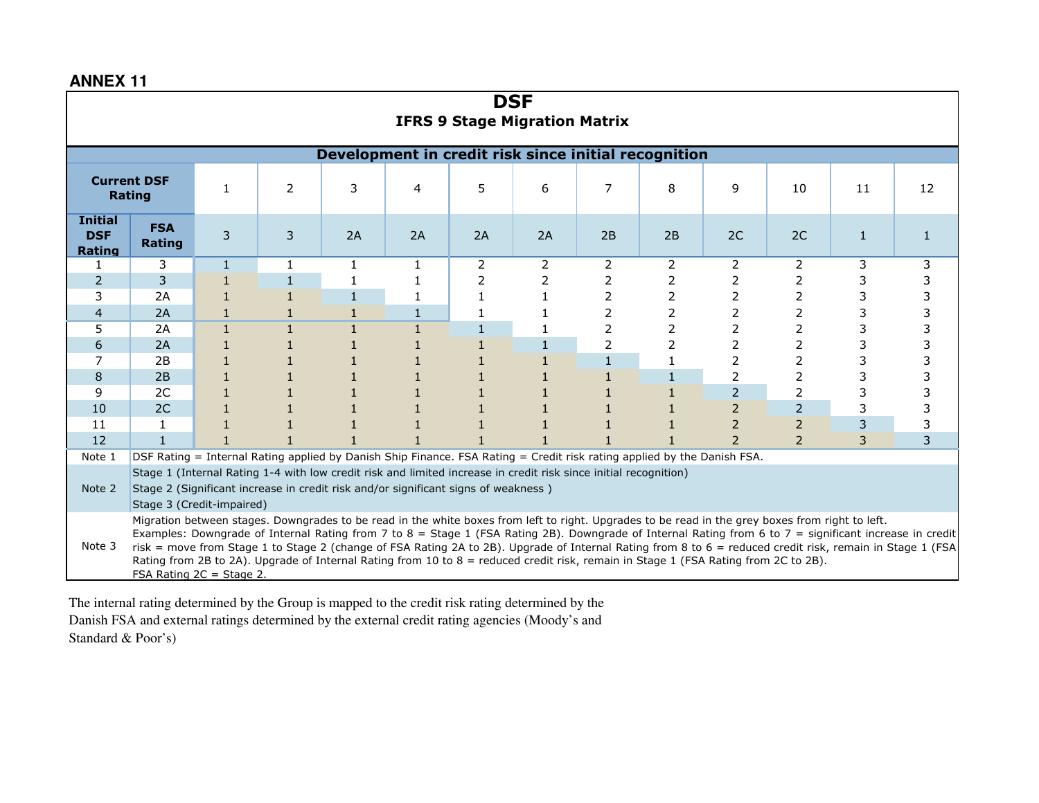**ANNEX 11**

# DSF

## IFRS 9 Stage Migration Matrix

| Development in credit risk since initial recognition | | | | | | | | | | | | | |
|---|---|---|---|---|---|---|---|---|---|---|---|---|---|
| **Current DSF Rating** | | 1 | 2 | 3 | 4 | 5 | 6 | 7 | 8 | 9 | 10 | 11 | 12 |
| **Initial DSF Rating** | **FSA Rating** | 3 | 3 | 2A | 2A | 2A | 2A | 2B | 2B | 2C | 2C | 1 | 1 |
| 1 | 3 | 1 | 1 | 1 | 1 | 2 | 2 | 2 | 2 | 2 | 2 | 3 | 3 |
| 2 | 3 | 1 | 1 | 1 | 1 | 2 | 2 | 2 | 2 | 2 | 2 | 3 | 3 |
| 3 | 2A | 1 | 1 | 1 | 1 | 1 | 1 | 2 | 2 | 2 | 2 | 3 | 3 |
| 4 | 2A | 1 | 1 | 1 | 1 | 1 | 1 | 2 | 2 | 2 | 2 | 3 | 3 |
| 5 | 2A | 1 | 1 | 1 | 1 | 1 | 1 | 2 | 2 | 2 | 2 | 3 | 3 |
| 6 | 2A | 1 | 1 | 1 | 1 | 1 | 1 | 2 | 2 | 2 | 2 | 3 | 3 |
| 7 | 2B | 1 | 1 | 1 | 1 | 1 | 1 | 1 | 1 | 2 | 2 | 3 | 3 |
| 8 | 2B | 1 | 1 | 1 | 1 | 1 | 1 | 1 | 1 | 2 | 2 | 3 | 3 |
| 9 | 2C | 1 | 1 | 1 | 1 | 1 | 1 | 1 | 1 | 2 | 2 | 3 | 3 |
| 10 | 2C | 1 | 1 | 1 | 1 | 1 | 1 | 1 | 1 | 2 | 2 | 3 | 3 |
| 11 | 1 | 1 | 1 | 1 | 1 | 1 | 1 | 1 | 1 | 2 | 2 | 3 | 3 |
| 12 | 1 | 1 | 1 | 1 | 1 | 1 | 1 | 1 | 1 | 2 | 2 | 3 | 3 |

| | |
|---|---|
| Note 1 | DSF Rating = Internal Rating applied by Danish Ship Finance. FSA Rating = Credit risk rating applied by the Danish FSA. |
| Note 2 | Stage 1 (Internal Rating 1-4 with low credit risk and limited increase in credit risk since initial recognition)<br>Stage 2 (Significant increase in credit risk and/or significant signs of weakness )<br>Stage 3 (Credit-impaired) |
| Note 3 | Migration between stages. Downgrades to be read in the white boxes from left to right. Upgrades to be read in the grey boxes from right to left.<br>Examples: Downgrade of Internal Rating from 7 to 8 = Stage 1 (FSA Rating 2B). Downgrade of Internal Rating from 6 to 7 = significant increase in credit risk = move from Stage 1 to Stage 2 (change of FSA Rating 2A to 2B). Upgrade of Internal Rating from 8 to 6 = reduced credit risk, remain in Stage 1 (FSA Rating from 2B to 2A). Upgrade of Internal Rating from 10 to 8 = reduced credit risk, remain in Stage 1 (FSA Rating from 2C to 2B).<br>FSA Rating 2C = Stage 2. |

The internal rating determined by the Group is mapped to the credit risk rating determined by the Danish FSA and external ratings determined by the external credit rating agencies (Moody's and Standard & Poor's)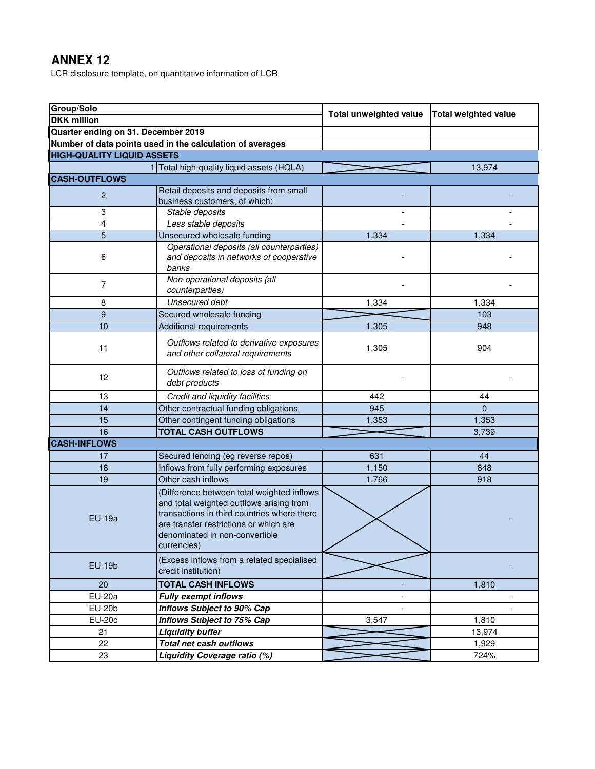# ANNEX 12

LCR disclosure template, on quantitative information of LCR

| Group/Solo | | Total unweighted value | Total weighted value |
|---|---|---|---|
| DKK million | | | |
| Quarter ending on 31. December 2019 | | | |
| Number of data points used in the calculation of averages | | | |
| **HIGH-QUALITY LIQUID ASSETS** | | | |
| 1 | Total high-quality liquid assets (HQLA) | | 13,974 |
| **CASH-OUTFLOWS** | | | |
| 2 | Retail deposits and deposits from small business customers, of which: | - | - |
| 3 | *Stable deposits* | - | - |
| 4 | *Less stable deposits* | - | - |
| 5 | Unsecured wholesale funding | 1,334 | 1,334 |
| 6 | *Operational deposits (all counterparties) and deposits in networks of cooperative banks* | - | - |
| 7 | *Non-operational deposits (all counterparties)* | - | - |
| 8 | *Unsecured debt* | 1,334 | 1,334 |
| 9 | Secured wholesale funding | | 103 |
| 10 | Additional requirements | 1,305 | 948 |
| 11 | *Outflows related to derivative exposures and other collateral requirements* | 1,305 | 904 |
| 12 | *Outflows related to loss of funding on debt products* | - | - |
| 13 | *Credit and liquidity facilities* | 442 | 44 |
| 14 | Other contractual funding obligations | 945 | 0 |
| 15 | Other contingent funding obligations | 1,353 | 1,353 |
| 16 | **TOTAL CASH OUTFLOWS** | | 3,739 |
| **CASH-INFLOWS** | | | |
| 17 | Secured lending (eg reverse repos) | 631 | 44 |
| 18 | Inflows from fully performing exposures | 1,150 | 848 |
| 19 | Other cash inflows | 1,766 | 918 |
| EU-19a | (Difference between total weighted inflows and total weighted outflows arising from transactions in third countries where there are transfer restrictions or which are denominated in non-convertible currencies) | | - |
| EU-19b | (Excess inflows from a related specialised credit institution) | | - |
| 20 | **TOTAL CASH INFLOWS** | - | 1,810 |
| EU-20a | ***Fully exempt inflows*** | - | - |
| EU-20b | ***Inflows Subject to 90% Cap*** | - | - |
| EU-20c | ***Inflows Subject to 75% Cap*** | 3,547 | 1,810 |
| 21 | ***Liquidity buffer*** | | 13,974 |
| 22 | ***Total net cash outflows*** | | 1,929 |
| 23 | ***Liquidity Coverage ratio (%)*** | | 724% |